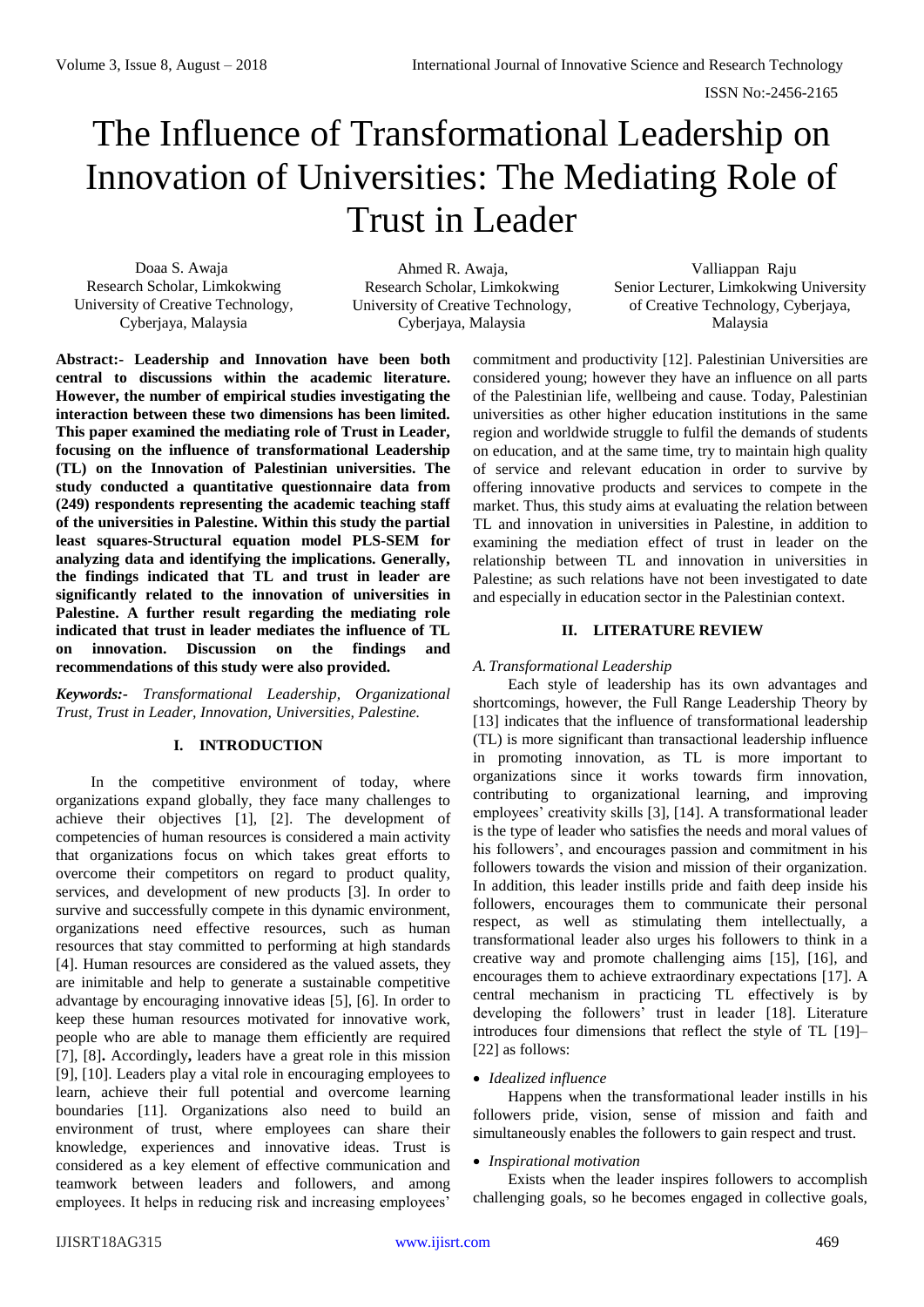# The Influence of Transformational Leadership on Innovation of Universities: The Mediating Role of Trust in Leader

Doaa S. Awaja
Research Scholar, Limkokwing University of Creative Technology, Cyberjaya, Malaysia

Ahmed R. Awaja,
Research Scholar, Limkokwing University of Creative Technology, Cyberjaya, Malaysia

Valliappan Raju
Senior Lecturer, Limkokwing University of Creative Technology, Cyberjaya, Malaysia

**Abstract:- Leadership and Innovation have been both central to discussions within the academic literature. However, the number of empirical studies investigating the interaction between these two dimensions has been limited. This paper examined the mediating role of Trust in Leader, focusing on the influence of transformational Leadership (TL) on the Innovation of Palestinian universities. The study conducted a quantitative questionnaire data from (249) respondents representing the academic teaching staff of the universities in Palestine. Within this study the partial least squares-Structural equation model PLS-SEM for analyzing data and identifying the implications. Generally, the findings indicated that TL and trust in leader are significantly related to the innovation of universities in Palestine. A further result regarding the mediating role indicated that trust in leader mediates the influence of TL on innovation. Discussion on the findings and recommendations of this study were also provided.**

***Keywords:-** Transformational Leadership, Organizational Trust, Trust in Leader, Innovation, Universities, Palestine.*

## I. INTRODUCTION

In the competitive environment of today, where organizations expand globally, they face many challenges to achieve their objectives [1], [2]. The development of competencies of human resources is considered a main activity that organizations focus on which takes great efforts to overcome their competitors on regard to product quality, services, and development of new products [3]. In order to survive and successfully compete in this dynamic environment, organizations need effective resources, such as human resources that stay committed to performing at high standards [4]. Human resources are considered as the valued assets, they are inimitable and help to generate a sustainable competitive advantage by encouraging innovative ideas [5], [6]. In order to keep these human resources motivated for innovative work, people who are able to manage them efficiently are required [7], [8]**.** Accordingly**,** leaders have a great role in this mission [9], [10]. Leaders play a vital role in encouraging employees to learn, achieve their full potential and overcome learning boundaries [11]. Organizations also need to build an environment of trust, where employees can share their knowledge, experiences and innovative ideas. Trust is considered as a key element of effective communication and teamwork between leaders and followers, and among employees. It helps in reducing risk and increasing employees' commitment and productivity [12]. Palestinian Universities are considered young; however they have an influence on all parts of the Palestinian life, wellbeing and cause. Today, Palestinian universities as other higher education institutions in the same region and worldwide struggle to fulfil the demands of students on education, and at the same time, try to maintain high quality of service and relevant education in order to survive by offering innovative products and services to compete in the market. Thus, this study aims at evaluating the relation between TL and innovation in universities in Palestine, in addition to examining the mediation effect of trust in leader on the relationship between TL and innovation in universities in Palestine; as such relations have not been investigated to date and especially in education sector in the Palestinian context.

## II. LITERATURE REVIEW

### *A. Transformational Leadership*

Each style of leadership has its own advantages and shortcomings, however, the Full Range Leadership Theory by [13] indicates that the influence of transformational leadership (TL) is more significant than transactional leadership influence in promoting innovation, as TL is more important to organizations since it works towards firm innovation, contributing to organizational learning, and improving employees' creativity skills [3], [14]. A transformational leader is the type of leader who satisfies the needs and moral values of his followers', and encourages passion and commitment in his followers towards the vision and mission of their organization. In addition, this leader instills pride and faith deep inside his followers, encourages them to communicate their personal respect, as well as stimulating them intellectually, a transformational leader also urges his followers to think in a creative way and promote challenging aims [15], [16], and encourages them to achieve extraordinary expectations [17]. A central mechanism in practicing TL effectively is by developing the followers' trust in leader [18]. Literature introduces four dimensions that reflect the style of TL [19]–[22] as follows:

- *Idealized influence*

Happens when the transformational leader instills in his followers pride, vision, sense of mission and faith and simultaneously enables the followers to gain respect and trust.

- *Inspirational motivation*

Exists when the leader inspires followers to accomplish challenging goals, so he becomes engaged in collective goals,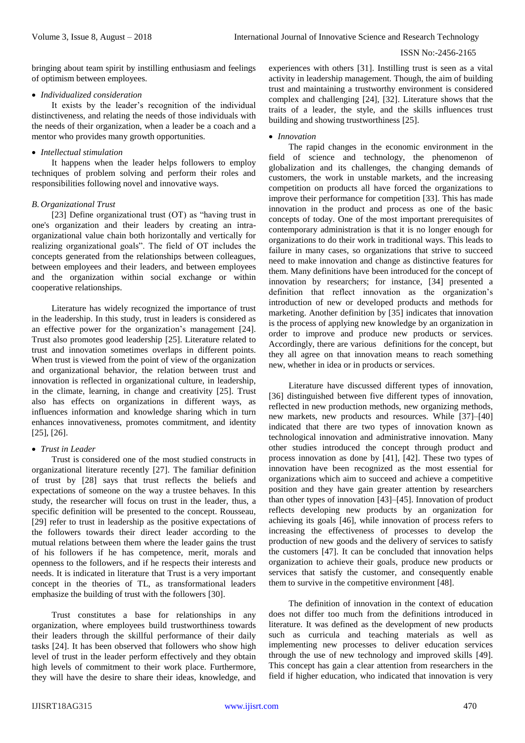bringing about team spirit by instilling enthusiasm and feelings of optimism between employees.

- *Individualized consideration*

It exists by the leader's recognition of the individual distinctiveness, and relating the needs of those individuals with the needs of their organization, when a leader be a coach and a mentor who provides many growth opportunities.

- *Intellectual stimulation*

It happens when the leader helps followers to employ techniques of problem solving and perform their roles and responsibilities following novel and innovative ways.

### *B. Organizational Trust*

[23] Define organizational trust (OT) as "having trust in one's organization and their leaders by creating an intra-organizational value chain both horizontally and vertically for realizing organizational goals". The field of OT includes the concepts generated from the relationships between colleagues, between employees and their leaders, and between employees and the organization within social exchange or within cooperative relationships.

Literature has widely recognized the importance of trust in the leadership. In this study, trust in leaders is considered as an effective power for the organization's management [24]. Trust also promotes good leadership [25]. Literature related to trust and innovation sometimes overlaps in different points. When trust is viewed from the point of view of the organization and organizational behavior, the relation between trust and innovation is reflected in organizational culture, in leadership, in the climate, learning, in change and creativity [25]. Trust also has effects on organizations in different ways, as influences information and knowledge sharing which in turn enhances innovativeness, promotes commitment, and identity [25], [26].

- *Trust in Leader*

Trust is considered one of the most studied constructs in organizational literature recently [27]. The familiar definition of trust by [28] says that trust reflects the beliefs and expectations of someone on the way a trustee behaves. In this study, the researcher will focus on trust in the leader, thus, a specific definition will be presented to the concept. Rousseau, [29] refer to trust in leadership as the positive expectations of the followers towards their direct leader according to the mutual relations between them where the leader gains the trust of his followers if he has competence, merit, morals and openness to the followers, and if he respects their interests and needs. It is indicated in literature that Trust is a very important concept in the theories of TL, as transformational leaders emphasize the building of trust with the followers [30].

Trust constitutes a base for relationships in any organization, where employees build trustworthiness towards their leaders through the skillful performance of their daily tasks [24]. It has been observed that followers who show high level of trust in the leader perform effectively and they obtain high levels of commitment to their work place. Furthermore, they will have the desire to share their ideas, knowledge, and experiences with others [31]. Instilling trust is seen as a vital activity in leadership management. Though, the aim of building trust and maintaining a trustworthy environment is considered complex and challenging [24], [32]. Literature shows that the traits of a leader, the style, and the skills influences trust building and showing trustworthiness [25].

- *Innovation*

The rapid changes in the economic environment in the field of science and technology, the phenomenon of globalization and its challenges, the changing demands of customers, the work in unstable markets, and the increasing competition on products all have forced the organizations to improve their performance for competition [33]. This has made innovation in the product and process as one of the basic concepts of today. One of the most important prerequisites of contemporary administration is that it is no longer enough for organizations to do their work in traditional ways. This leads to failure in many cases, so organizations that strive to succeed need to make innovation and change as distinctive features for them. Many definitions have been introduced for the concept of innovation by researchers; for instance, [34] presented a definition that reflect innovation as the organization's introduction of new or developed products and methods for marketing. Another definition by [35] indicates that innovation is the process of applying new knowledge by an organization in order to improve and produce new products or services. Accordingly, there are various definitions for the concept, but they all agree on that innovation means to reach something new, whether in idea or in products or services.

Literature have discussed different types of innovation, [36] distinguished between five different types of innovation, reflected in new production methods, new organizing methods, new markets, new products and resources. While [37]–[40] indicated that there are two types of innovation known as technological innovation and administrative innovation. Many other studies introduced the concept through product and process innovation as done by [41], [42]. These two types of innovation have been recognized as the most essential for organizations which aim to succeed and achieve a competitive position and they have gain greater attention by researchers than other types of innovation [43]–[45]. Innovation of product reflects developing new products by an organization for achieving its goals [46], while innovation of process refers to increasing the effectiveness of processes to develop the production of new goods and the delivery of services to satisfy the customers [47]. It can be concluded that innovation helps organization to achieve their goals, produce new products or services that satisfy the customer, and consequently enable them to survive in the competitive environment [48].

The definition of innovation in the context of education does not differ too much from the definitions introduced in literature. It was defined as the development of new products such as curricula and teaching materials as well as implementing new processes to deliver education services through the use of new technology and improved skills [49]. This concept has gain a clear attention from researchers in the field if higher education, who indicated that innovation is very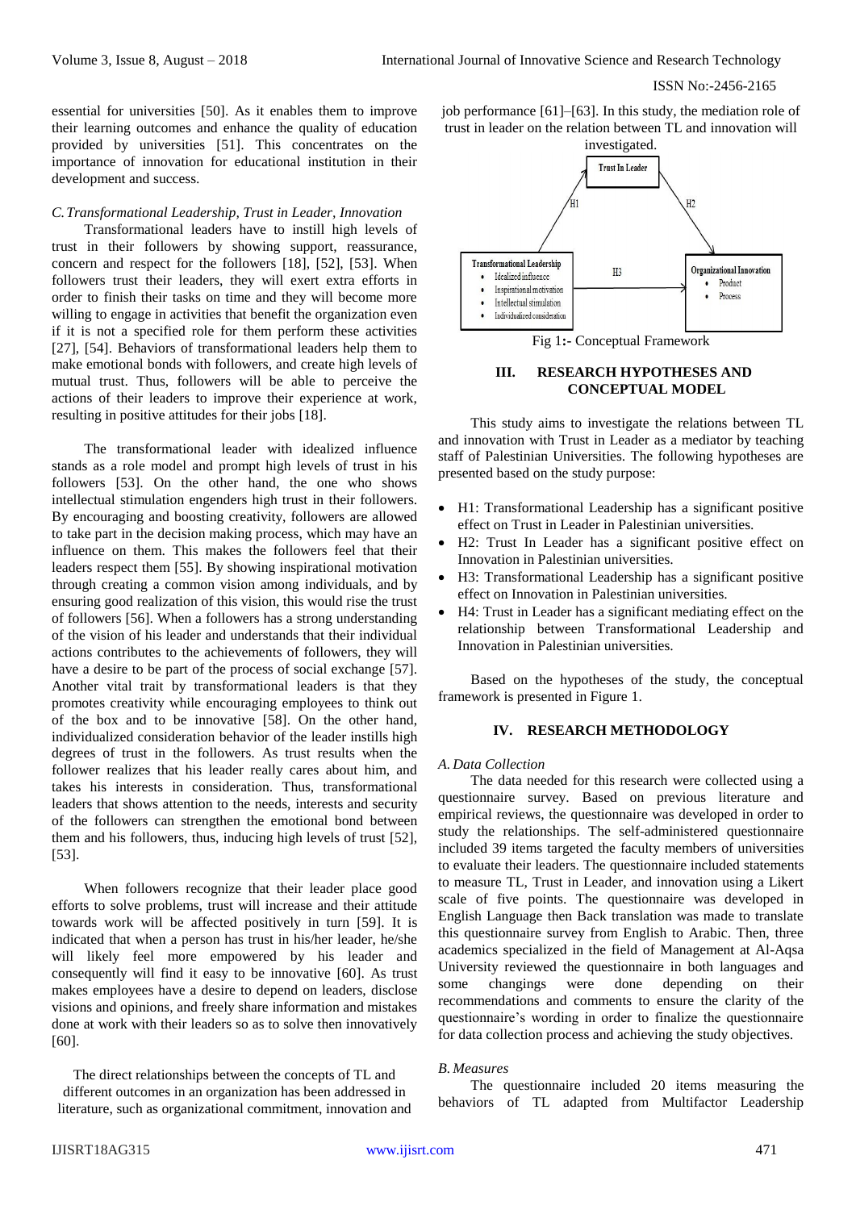essential for universities [50]. As it enables them to improve their learning outcomes and enhance the quality of education provided by universities [51]. This concentrates on the importance of innovation for educational institution in their development and success.

### *C. Transformational Leadership, Trust in Leader, Innovation*

Transformational leaders have to instill high levels of trust in their followers by showing support, reassurance, concern and respect for the followers [18], [52], [53]. When followers trust their leaders, they will exert extra efforts in order to finish their tasks on time and they will become more willing to engage in activities that benefit the organization even if it is not a specified role for them perform these activities [27], [54]. Behaviors of transformational leaders help them to make emotional bonds with followers, and create high levels of mutual trust. Thus, followers will be able to perceive the actions of their leaders to improve their experience at work, resulting in positive attitudes for their jobs [18].

The transformational leader with idealized influence stands as a role model and prompt high levels of trust in his followers [53]. On the other hand, the one who shows intellectual stimulation engenders high trust in their followers. By encouraging and boosting creativity, followers are allowed to take part in the decision making process, which may have an influence on them. This makes the followers feel that their leaders respect them [55]. By showing inspirational motivation through creating a common vision among individuals, and by ensuring good realization of this vision, this would rise the trust of followers [56]. When a followers has a strong understanding of the vision of his leader and understands that their individual actions contributes to the achievements of followers, they will have a desire to be part of the process of social exchange [57]. Another vital trait by transformational leaders is that they promotes creativity while encouraging employees to think out of the box and to be innovative [58]. On the other hand, individualized consideration behavior of the leader instills high degrees of trust in the followers. As trust results when the follower realizes that his leader really cares about him, and takes his interests in consideration. Thus, transformational leaders that shows attention to the needs, interests and security of the followers can strengthen the emotional bond between them and his followers, thus, inducing high levels of trust [52], [53].

When followers recognize that their leader place good efforts to solve problems, trust will increase and their attitude towards work will be affected positively in turn [59]. It is indicated that when a person has trust in his/her leader, he/she will likely feel more empowered by his leader and consequently will find it easy to be innovative [60]. As trust makes employees have a desire to depend on leaders, disclose visions and opinions, and freely share information and mistakes done at work with their leaders so as to solve then innovatively [60].

The direct relationships between the concepts of TL and different outcomes in an organization has been addressed in literature, such as organizational commitment, innovation and job performance [61]–[63]. In this study, the mediation role of trust in leader on the relation between TL and innovation will investigated.

Trust In Leader

H1 H2

Transformational Leadership
- Idealized influence
- Inspirational motivation
- Intellectual stimulation
- Individualized consideration

H3

Organizational Innovation
- Product
- Process

Fig 1:- Conceptual Framework

## III. RESEARCH HYPOTHESES AND CONCEPTUAL MODEL

This study aims to investigate the relations between TL and innovation with Trust in Leader as a mediator by teaching staff of Palestinian Universities. The following hypotheses are presented based on the study purpose:

- H1: Transformational Leadership has a significant positive effect on Trust in Leader in Palestinian universities.
- H2: Trust In Leader has a significant positive effect on Innovation in Palestinian universities.
- H3: Transformational Leadership has a significant positive effect on Innovation in Palestinian universities.
- H4: Trust in Leader has a significant mediating effect on the relationship between Transformational Leadership and Innovation in Palestinian universities.

Based on the hypotheses of the study, the conceptual framework is presented in Figure 1.

## IV. RESEARCH METHODOLOGY

### *A. Data Collection*

The data needed for this research were collected using a questionnaire survey. Based on previous literature and empirical reviews, the questionnaire was developed in order to study the relationships. The self-administered questionnaire included 39 items targeted the faculty members of universities to evaluate their leaders. The questionnaire included statements to measure TL, Trust in Leader, and innovation using a Likert scale of five points. The questionnaire was developed in English Language then Back translation was made to translate this questionnaire survey from English to Arabic. Then, three academics specialized in the field of Management at Al-Aqsa University reviewed the questionnaire in both languages and some changings were done depending on their recommendations and comments to ensure the clarity of the questionnaire's wording in order to finalize the questionnaire for data collection process and achieving the study objectives.

### *B. Measures*

The questionnaire included 20 items measuring the behaviors of TL adapted from Multifactor Leadership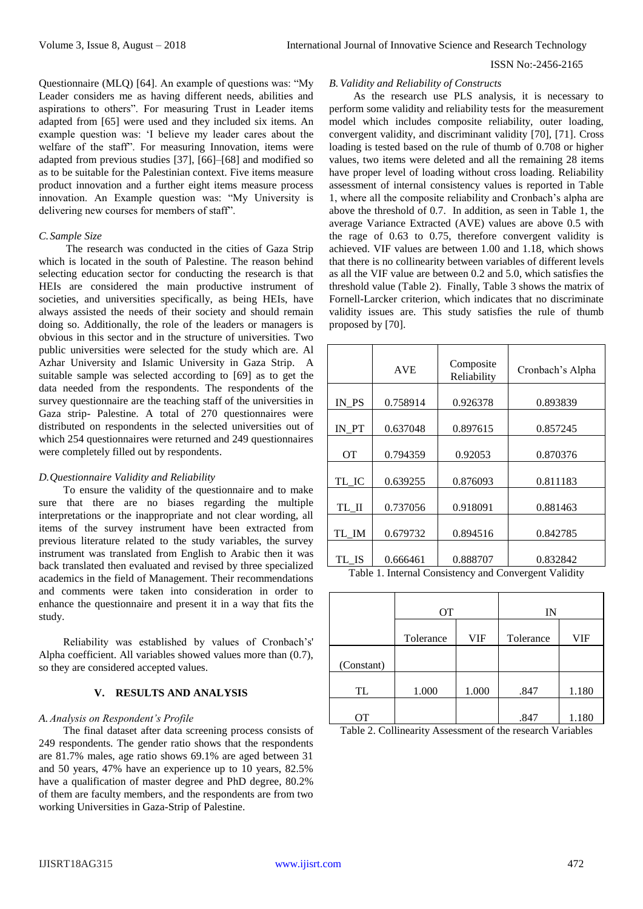Questionnaire (MLQ) [64]. An example of questions was: "My Leader considers me as having different needs, abilities and aspirations to others". For measuring Trust in Leader items adapted from [65] were used and they included six items. An example question was: 'I believe my leader cares about the welfare of the staff". For measuring Innovation, items were adapted from previous studies [37], [66]–[68] and modified so as to be suitable for the Palestinian context. Five items measure product innovation and a further eight items measure process innovation. An Example question was: "My University is delivering new courses for members of staff".

### *C. Sample Size*

The research was conducted in the cities of Gaza Strip which is located in the south of Palestine. The reason behind selecting education sector for conducting the research is that HEIs are considered the main productive instrument of societies, and universities specifically, as being HEIs, have always assisted the needs of their society and should remain doing so. Additionally, the role of the leaders or managers is obvious in this sector and in the structure of universities. Two public universities were selected for the study which are. Al Azhar University and Islamic University in Gaza Strip. A suitable sample was selected according to [69] as to get the data needed from the respondents. The respondents of the survey questionnaire are the teaching staff of the universities in Gaza strip- Palestine. A total of 270 questionnaires were distributed on respondents in the selected universities out of which 254 questionnaires were returned and 249 questionnaires were completely filled out by respondents.

### *D. Questionnaire Validity and Reliability*

To ensure the validity of the questionnaire and to make sure that there are no biases regarding the multiple interpretations or the inappropriate and not clear wording, all items of the survey instrument have been extracted from previous literature related to the study variables, the survey instrument was translated from English to Arabic then it was back translated then evaluated and revised by three specialized academics in the field of Management. Their recommendations and comments were taken into consideration in order to enhance the questionnaire and present it in a way that fits the study.

Reliability was established by values of Cronbach's' Alpha coefficient. All variables showed values more than (0.7), so they are considered accepted values.

## V. RESULTS AND ANALYSIS

### *A. Analysis on Respondent's Profile*

The final dataset after data screening process consists of 249 respondents. The gender ratio shows that the respondents are 81.7% males, age ratio shows 69.1% are aged between 31 and 50 years, 47% have an experience up to 10 years, 82.5% have a qualification of master degree and PhD degree, 80.2% of them are faculty members, and the respondents are from two working Universities in Gaza-Strip of Palestine.

### *B. Validity and Reliability of Constructs*

As the research use PLS analysis, it is necessary to perform some validity and reliability tests for the measurement model which includes composite reliability, outer loading, convergent validity, and discriminant validity [70], [71]. Cross loading is tested based on the rule of thumb of 0.708 or higher values, two items were deleted and all the remaining 28 items have proper level of loading without cross loading. Reliability assessment of internal consistency values is reported in Table 1, where all the composite reliability and Cronbach's alpha are above the threshold of 0.7. In addition, as seen in Table 1, the average Variance Extracted (AVE) values are above 0.5 with the rage of 0.63 to 0.75, therefore convergent validity is achieved. VIF values are between 1.00 and 1.18, which shows that there is no collinearity between variables of different levels as all the VIF value are between 0.2 and 5.0, which satisfies the threshold value (Table 2). Finally, Table 3 shows the matrix of Fornell-Larcker criterion, which indicates that no discriminate validity issues are. This study satisfies the rule of thumb proposed by [70].

| | AVE | Composite Reliability | Cronbach's Alpha |
|---|---|---|---|
| IN_PS | 0.758914 | 0.926378 | 0.893839 |
| IN_PT | 0.637048 | 0.897615 | 0.857245 |
| OT | 0.794359 | 0.92053 | 0.870376 |
| TL_IC | 0.639255 | 0.876093 | 0.811183 |
| TL_II | 0.737056 | 0.918091 | 0.881463 |
| TL_IM | 0.679732 | 0.894516 | 0.842785 |
| TL_IS | 0.666461 | 0.888707 | 0.832842 |

Table 1. Internal Consistency and Convergent Validity

| | OT | | IN | |
|---|---|---|---|---|
| | Tolerance | VIF | Tolerance | VIF |
| (Constant) | | | | |
| TL | 1.000 | 1.000 | .847 | 1.180 |
| OT | | | .847 | 1.180 |

Table 2. Collinearity Assessment of the research Variables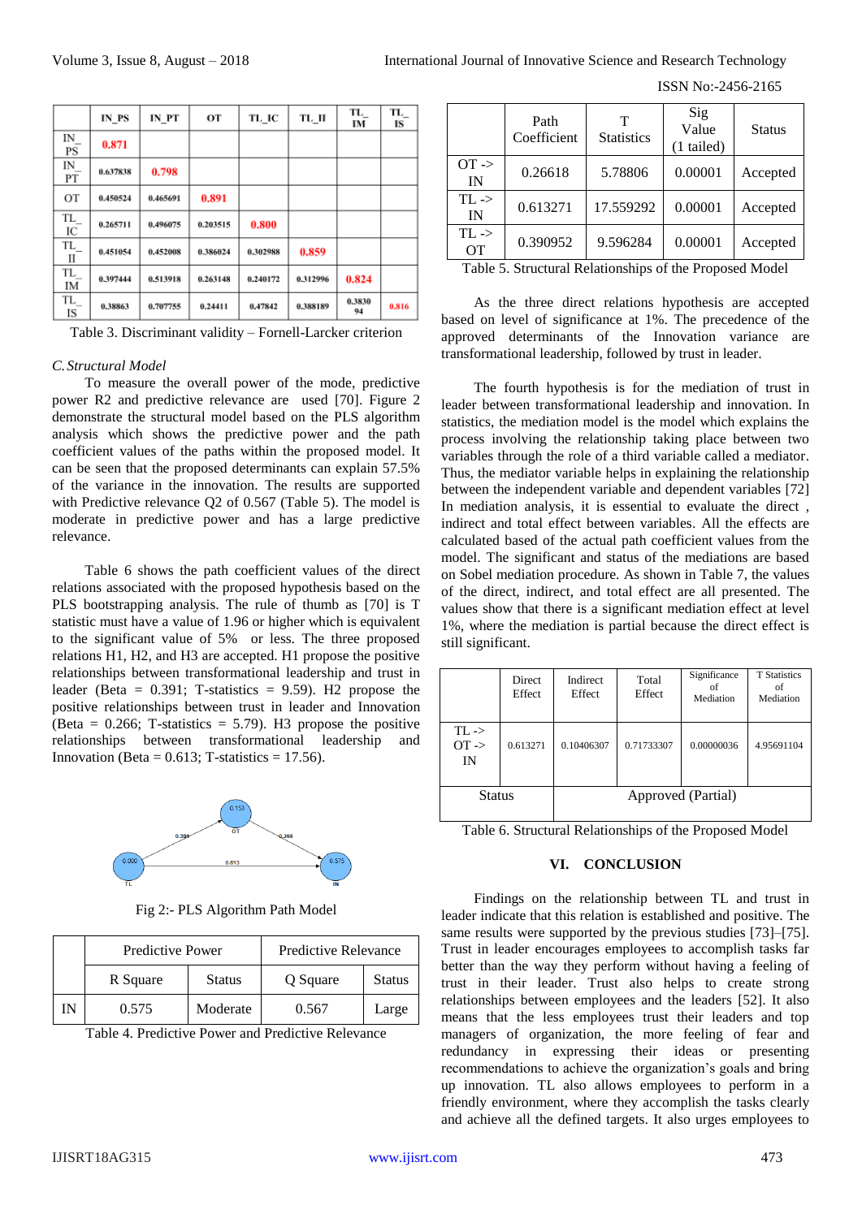|  | IN_PS | IN_PT | OT | TL_IC | TL_II | TL_IM | TL_IS |
|---|---|---|---|---|---|---|---|
| IN_PS | 0.871 |  |  |  |  |  |  |
| IN_PT | 0.637838 | 0.798 |  |  |  |  |  |
| OT | 0.450524 | 0.465691 | 0.891 |  |  |  |  |
| TL_IC | 0.265711 | 0.496075 | 0.203515 | 0.800 |  |  |  |
| TL_II | 0.451054 | 0.452008 | 0.386024 | 0.302988 | 0.859 |  |  |
| TL_IM | 0.397444 | 0.513918 | 0.263148 | 0.240172 | 0.312996 | 0.824 |  |
| TL_IS | 0.38863 | 0.707755 | 0.24411 | 0.47842 | 0.388189 | 0.383094 | 0.816 |

Table 3. Discriminant validity – Fornell-Larcker criterion

### C. Structural Model

To measure the overall power of the mode, predictive power R2 and predictive relevance are used [70]. Figure 2 demonstrate the structural model based on the PLS algorithm analysis which shows the predictive power and the path coefficient values of the paths within the proposed model. It can be seen that the proposed determinants can explain 57.5% of the variance in the innovation. The results are supported with Predictive relevance Q2 of 0.567 (Table 5). The model is moderate in predictive power and has a large predictive relevance.

Table 6 shows the path coefficient values of the direct relations associated with the proposed hypothesis based on the PLS bootstrapping analysis. The rule of thumb as [70] is T statistic must have a value of 1.96 or higher which is equivalent to the significant value of 5% or less. The three proposed relations H1, H2, and H3 are accepted. H1 propose the positive relationships between transformational leadership and trust in leader (Beta = 0.391; T-statistics = 9.59). H2 propose the positive relationships between trust in leader and Innovation (Beta = 0.266; T-statistics = 5.79). H3 propose the positive relationships between transformational leadership and Innovation (Beta = 0.613; T-statistics = 17.56).

Fig 2:- PLS Algorithm Path Model

|  | Predictive Power |  | Predictive Relevance |  |
|---|---|---|---|---|
|  | R Square | Status | Q Square | Status |
| IN | 0.575 | Moderate | 0.567 | Large |

Table 4. Predictive Power and Predictive Relevance

|  | Path Coefficient | T Statistics | Sig Value (1 tailed) | Status |
|---|---|---|---|---|
| OT -> IN | 0.26618 | 5.78806 | 0.00001 | Accepted |
| TL -> IN | 0.613271 | 17.559292 | 0.00001 | Accepted |
| TL -> OT | 0.390952 | 9.596284 | 0.00001 | Accepted |

Table 5. Structural Relationships of the Proposed Model

As the three direct relations hypothesis are accepted based on level of significance at 1%. The precedence of the approved determinants of the Innovation variance are transformational leadership, followed by trust in leader.

The fourth hypothesis is for the mediation of trust in leader between transformational leadership and innovation. In statistics, the mediation model is the model which explains the process involving the relationship taking place between two variables through the role of a third variable called a mediator. Thus, the mediator variable helps in explaining the relationship between the independent variable and dependent variables [72] In mediation analysis, it is essential to evaluate the direct , indirect and total effect between variables. All the effects are calculated based of the actual path coefficient values from the model. The significant and status of the mediations are based on Sobel mediation procedure. As shown in Table 7, the values of the direct, indirect, and total effect are all presented. The values show that there is a significant mediation effect at level 1%, where the mediation is partial because the direct effect is still significant.

|  | Direct Effect | Indirect Effect | Total Effect | Significance of Mediation | T Statistics of Mediation |
|---|---|---|---|---|---|
| TL -> OT -> IN | 0.613271 | 0.10406307 | 0.71733307 | 0.00000036 | 4.95691104 |
| Status | Approved (Partial) |  |  |  |  |

Table 6. Structural Relationships of the Proposed Model

## VI. CONCLUSION

Findings on the relationship between TL and trust in leader indicate that this relation is established and positive. The same results were supported by the previous studies [73]–[75]. Trust in leader encourages employees to accomplish tasks far better than the way they perform without having a feeling of trust in their leader. Trust also helps to create strong relationships between employees and the leaders [52]. It also means that the less employees trust their leaders and top managers of organization, the more feeling of fear and redundancy in expressing their ideas or presenting recommendations to achieve the organization's goals and bring up innovation. TL also allows employees to perform in a friendly environment, where they accomplish the tasks clearly and achieve all the defined targets. It also urges employees to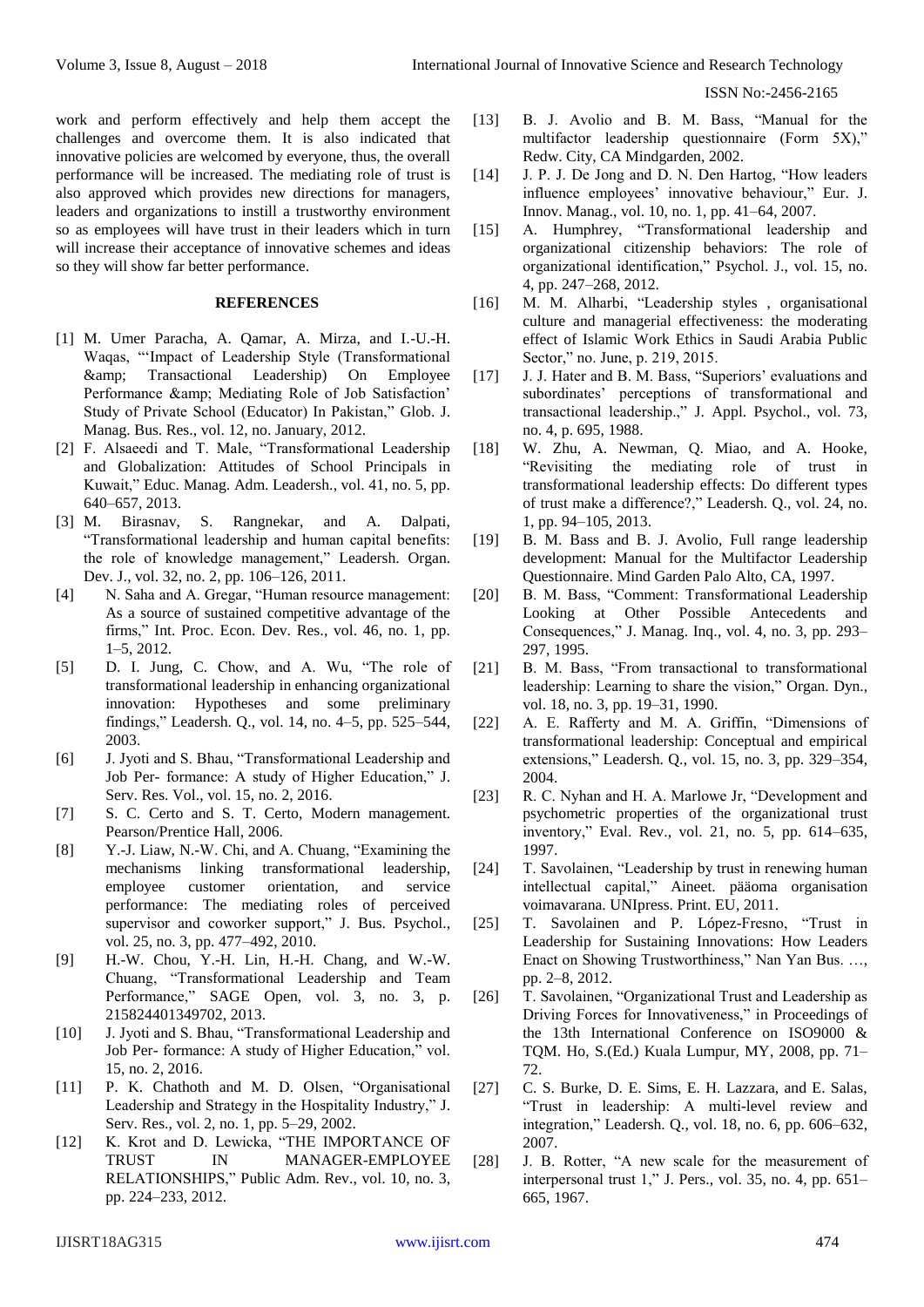work and perform effectively and help them accept the challenges and overcome them. It is also indicated that innovative policies are welcomed by everyone, thus, the overall performance will be increased. The mediating role of trust is also approved which provides new directions for managers, leaders and organizations to instill a trustworthy environment so as employees will have trust in their leaders which in turn will increase their acceptance of innovative schemes and ideas so they will show far better performance.

## REFERENCES

[1] M. Umer Paracha, A. Qamar, A. Mirza, and I.-U.-H. Waqas, "'Impact of Leadership Style (Transformational &amp; Transactional Leadership) On Employee Performance &amp; Mediating Role of Job Satisfaction' Study of Private School (Educator) In Pakistan," Glob. J. Manag. Bus. Res., vol. 12, no. January, 2012.

[2] F. Alsaeedi and T. Male, "Transformational Leadership and Globalization: Attitudes of School Principals in Kuwait," Educ. Manag. Adm. Leadersh., vol. 41, no. 5, pp. 640–657, 2013.

[3] M. Birasnav, S. Rangnekar, and A. Dalpati, "Transformational leadership and human capital benefits: the role of knowledge management," Leadersh. Organ. Dev. J., vol. 32, no. 2, pp. 106–126, 2011.

[4] N. Saha and A. Gregar, "Human resource management: As a source of sustained competitive advantage of the firms," Int. Proc. Econ. Dev. Res., vol. 46, no. 1, pp. 1–5, 2012.

[5] D. I. Jung, C. Chow, and A. Wu, "The role of transformational leadership in enhancing organizational innovation: Hypotheses and some preliminary findings," Leadersh. Q., vol. 14, no. 4–5, pp. 525–544, 2003.

[6] J. Jyoti and S. Bhau, "Transformational Leadership and Job Per- formance: A study of Higher Education," J. Serv. Res. Vol., vol. 15, no. 2, 2016.

[7] S. C. Certo and S. T. Certo, Modern management. Pearson/Prentice Hall, 2006.

[8] Y.-J. Liaw, N.-W. Chi, and A. Chuang, "Examining the mechanisms linking transformational leadership, employee customer orientation, and service performance: The mediating roles of perceived supervisor and coworker support," J. Bus. Psychol., vol. 25, no. 3, pp. 477–492, 2010.

[9] H.-W. Chou, Y.-H. Lin, H.-H. Chang, and W.-W. Chuang, "Transformational Leadership and Team Performance," SAGE Open, vol. 3, no. 3, p. 215824401349702, 2013.

[10] J. Jyoti and S. Bhau, "Transformational Leadership and Job Per- formance: A study of Higher Education," vol. 15, no. 2, 2016.

[11] P. K. Chathoth and M. D. Olsen, "Organisational Leadership and Strategy in the Hospitality Industry," J. Serv. Res., vol. 2, no. 1, pp. 5–29, 2002.

[12] K. Krot and D. Lewicka, "THE IMPORTANCE OF TRUST IN MANAGER-EMPLOYEE RELATIONSHIPS," Public Adm. Rev., vol. 10, no. 3, pp. 224–233, 2012.

[13] B. J. Avolio and B. M. Bass, "Manual for the multifactor leadership questionnaire (Form 5X)," Redw. City, CA Mindgarden, 2002.

[14] J. P. J. De Jong and D. N. Den Hartog, "How leaders influence employees' innovative behaviour," Eur. J. Innov. Manag., vol. 10, no. 1, pp. 41–64, 2007.

[15] A. Humphrey, "Transformational leadership and organizational citizenship behaviors: The role of organizational identification," Psychol. J., vol. 15, no. 4, pp. 247–268, 2012.

[16] M. M. Alharbi, "Leadership styles , organisational culture and managerial effectiveness: the moderating effect of Islamic Work Ethics in Saudi Arabia Public Sector," no. June, p. 219, 2015.

[17] J. J. Hater and B. M. Bass, "Superiors' evaluations and subordinates' perceptions of transformational and transactional leadership.," J. Appl. Psychol., vol. 73, no. 4, p. 695, 1988.

[18] W. Zhu, A. Newman, Q. Miao, and A. Hooke, "Revisiting the mediating role of trust in transformational leadership effects: Do different types of trust make a difference?," Leadersh. Q., vol. 24, no. 1, pp. 94–105, 2013.

[19] B. M. Bass and B. J. Avolio, Full range leadership development: Manual for the Multifactor Leadership Questionnaire. Mind Garden Palo Alto, CA, 1997.

[20] B. M. Bass, "Comment: Transformational Leadership Looking at Other Possible Antecedents and Consequences," J. Manag. Inq., vol. 4, no. 3, pp. 293–297, 1995.

[21] B. M. Bass, "From transactional to transformational leadership: Learning to share the vision," Organ. Dyn., vol. 18, no. 3, pp. 19–31, 1990.

[22] A. E. Rafferty and M. A. Griffin, "Dimensions of transformational leadership: Conceptual and empirical extensions," Leadersh. Q., vol. 15, no. 3, pp. 329–354, 2004.

[23] R. C. Nyhan and H. A. Marlowe Jr, "Development and psychometric properties of the organizational trust inventory," Eval. Rev., vol. 21, no. 5, pp. 614–635, 1997.

[24] T. Savolainen, "Leadership by trust in renewing human intellectual capital," Aineet. pääoma organisation voimavarana. UNIpress. Print. EU, 2011.

[25] T. Savolainen and P. López-Fresno, "Trust in Leadership for Sustaining Innovations: How Leaders Enact on Showing Trustworthiness," Nan Yan Bus. …, pp. 2–8, 2012.

[26] T. Savolainen, "Organizational Trust and Leadership as Driving Forces for Innovativeness," in Proceedings of the 13th International Conference on ISO9000 & TQM. Ho, S.(Ed.) Kuala Lumpur, MY, 2008, pp. 71–72.

[27] C. S. Burke, D. E. Sims, E. H. Lazzara, and E. Salas, "Trust in leadership: A multi-level review and integration," Leadersh. Q., vol. 18, no. 6, pp. 606–632, 2007.

[28] J. B. Rotter, "A new scale for the measurement of interpersonal trust 1," J. Pers., vol. 35, no. 4, pp. 651–665, 1967.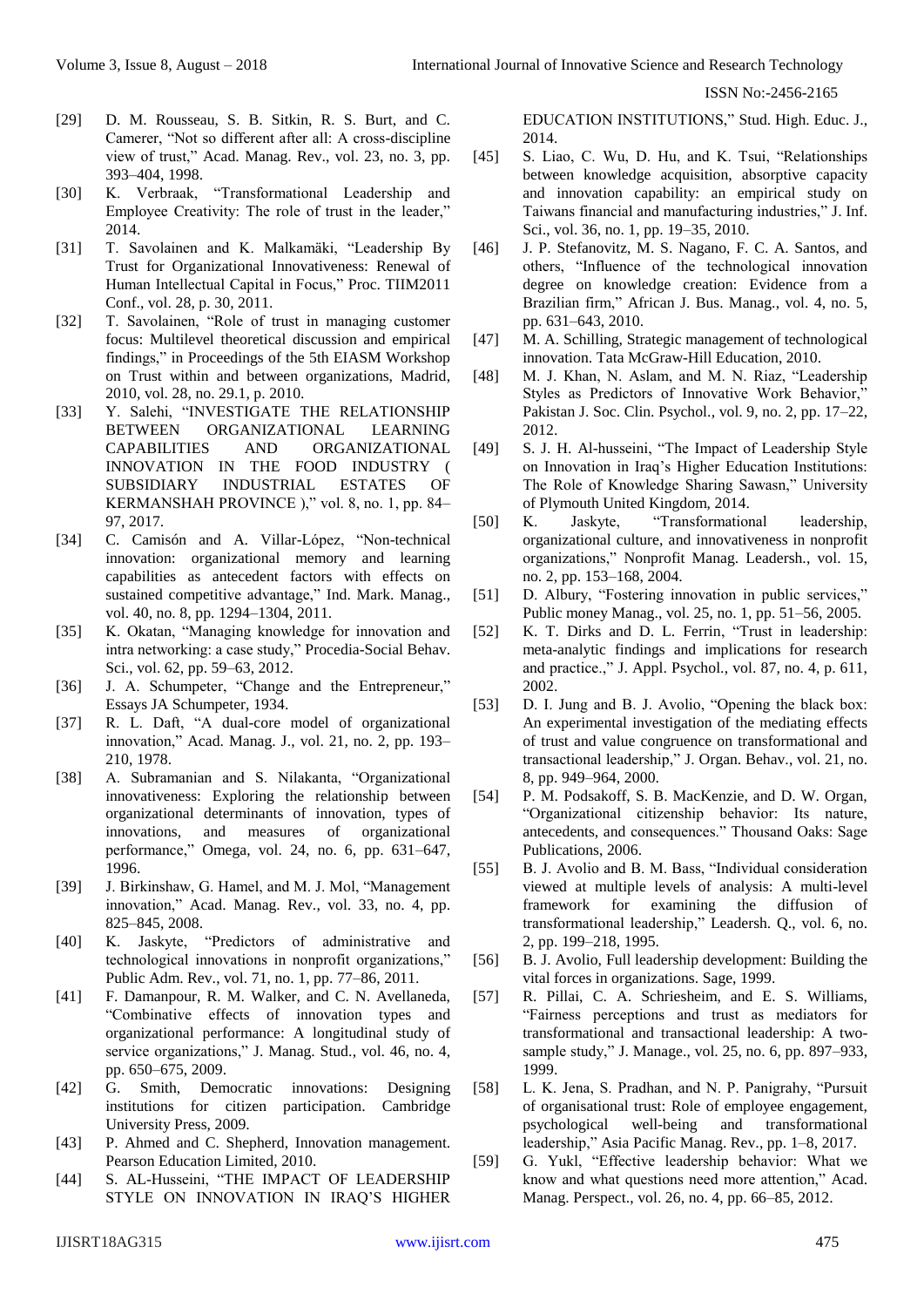[29] D. M. Rousseau, S. B. Sitkin, R. S. Burt, and C. Camerer, "Not so different after all: A cross-discipline view of trust," Acad. Manag. Rev., vol. 23, no. 3, pp. 393–404, 1998.

[30] K. Verbraak, "Transformational Leadership and Employee Creativity: The role of trust in the leader," 2014.

[31] T. Savolainen and K. Malkamäki, "Leadership By Trust for Organizational Innovativeness: Renewal of Human Intellectual Capital in Focus," Proc. TIIM2011 Conf., vol. 28, p. 30, 2011.

[32] T. Savolainen, "Role of trust in managing customer focus: Multilevel theoretical discussion and empirical findings," in Proceedings of the 5th EIASM Workshop on Trust within and between organizations, Madrid, 2010, vol. 28, no. 29.1, p. 2010.

[33] Y. Salehi, "INVESTIGATE THE RELATIONSHIP BETWEEN ORGANIZATIONAL LEARNING CAPABILITIES AND ORGANIZATIONAL INNOVATION IN THE FOOD INDUSTRY ( SUBSIDIARY INDUSTRIAL ESTATES OF KERMANSHAH PROVINCE )," vol. 8, no. 1, pp. 84–97, 2017.

[34] C. Camisón and A. Villar-López, "Non-technical innovation: organizational memory and learning capabilities as antecedent factors with effects on sustained competitive advantage," Ind. Mark. Manag., vol. 40, no. 8, pp. 1294–1304, 2011.

[35] K. Okatan, "Managing knowledge for innovation and intra networking: a case study," Procedia-Social Behav. Sci., vol. 62, pp. 59–63, 2012.

[36] J. A. Schumpeter, "Change and the Entrepreneur," Essays JA Schumpeter, 1934.

[37] R. L. Daft, "A dual-core model of organizational innovation," Acad. Manag. J., vol. 21, no. 2, pp. 193–210, 1978.

[38] A. Subramanian and S. Nilakanta, "Organizational innovativeness: Exploring the relationship between organizational determinants of innovation, types of innovations, and measures of organizational performance," Omega, vol. 24, no. 6, pp. 631–647, 1996.

[39] J. Birkinshaw, G. Hamel, and M. J. Mol, "Management innovation," Acad. Manag. Rev., vol. 33, no. 4, pp. 825–845, 2008.

[40] K. Jaskyte, "Predictors of administrative and technological innovations in nonprofit organizations," Public Adm. Rev., vol. 71, no. 1, pp. 77–86, 2011.

[41] F. Damanpour, R. M. Walker, and C. N. Avellaneda, "Combinative effects of innovation types and organizational performance: A longitudinal study of service organizations," J. Manag. Stud., vol. 46, no. 4, pp. 650–675, 2009.

[42] G. Smith, Democratic innovations: Designing institutions for citizen participation. Cambridge University Press, 2009.

[43] P. Ahmed and C. Shepherd, Innovation management. Pearson Education Limited, 2010.

[44] S. AL-Husseini, "THE IMPACT OF LEADERSHIP STYLE ON INNOVATION IN IRAQ'S HIGHER EDUCATION INSTITUTIONS," Stud. High. Educ. J., 2014.

[45] S. Liao, C. Wu, D. Hu, and K. Tsui, "Relationships between knowledge acquisition, absorptive capacity and innovation capability: an empirical study on Taiwans financial and manufacturing industries," J. Inf. Sci., vol. 36, no. 1, pp. 19–35, 2010.

[46] J. P. Stefanovitz, M. S. Nagano, F. C. A. Santos, and others, "Influence of the technological innovation degree on knowledge creation: Evidence from a Brazilian firm," African J. Bus. Manag., vol. 4, no. 5, pp. 631–643, 2010.

[47] M. A. Schilling, Strategic management of technological innovation. Tata McGraw-Hill Education, 2010.

[48] M. J. Khan, N. Aslam, and M. N. Riaz, "Leadership Styles as Predictors of Innovative Work Behavior," Pakistan J. Soc. Clin. Psychol., vol. 9, no. 2, pp. 17–22, 2012.

[49] S. J. H. Al-husseini, "The Impact of Leadership Style on Innovation in Iraq's Higher Education Institutions: The Role of Knowledge Sharing Sawsan," University of Plymouth United Kingdom, 2014.

[50] K. Jaskyte, "Transformational leadership, organizational culture, and innovativeness in nonprofit organizations," Nonprofit Manag. Leadersh., vol. 15, no. 2, pp. 153–168, 2004.

[51] D. Albury, "Fostering innovation in public services," Public money Manag., vol. 25, no. 1, pp. 51–56, 2005.

[52] K. T. Dirks and D. L. Ferrin, "Trust in leadership: meta-analytic findings and implications for research and practice.," J. Appl. Psychol., vol. 87, no. 4, p. 611, 2002.

[53] D. I. Jung and B. J. Avolio, "Opening the black box: An experimental investigation of the mediating effects of trust and value congruence on transformational and transactional leadership," J. Organ. Behav., vol. 21, no. 8, pp. 949–964, 2000.

[54] P. M. Podsakoff, S. B. MacKenzie, and D. W. Organ, "Organizational citizenship behavior: Its nature, antecedents, and consequences." Thousand Oaks: Sage Publications, 2006.

[55] B. J. Avolio and B. M. Bass, "Individual consideration viewed at multiple levels of analysis: A multi-level framework for examining the diffusion of transformational leadership," Leadersh. Q., vol. 6, no. 2, pp. 199–218, 1995.

[56] B. J. Avolio, Full leadership development: Building the vital forces in organizations. Sage, 1999.

[57] R. Pillai, C. A. Schriesheim, and E. S. Williams, "Fairness perceptions and trust as mediators for transformational and transactional leadership: A two-sample study," J. Manage., vol. 25, no. 6, pp. 897–933, 1999.

[58] L. K. Jena, S. Pradhan, and N. P. Panigrahy, "Pursuit of organisational trust: Role of employee engagement, psychological well-being and transformational leadership," Asia Pacific Manag. Rev., pp. 1–8, 2017.

[59] G. Yukl, "Effective leadership behavior: What we know and what questions need more attention," Acad. Manag. Perspect., vol. 26, no. 4, pp. 66–85, 2012.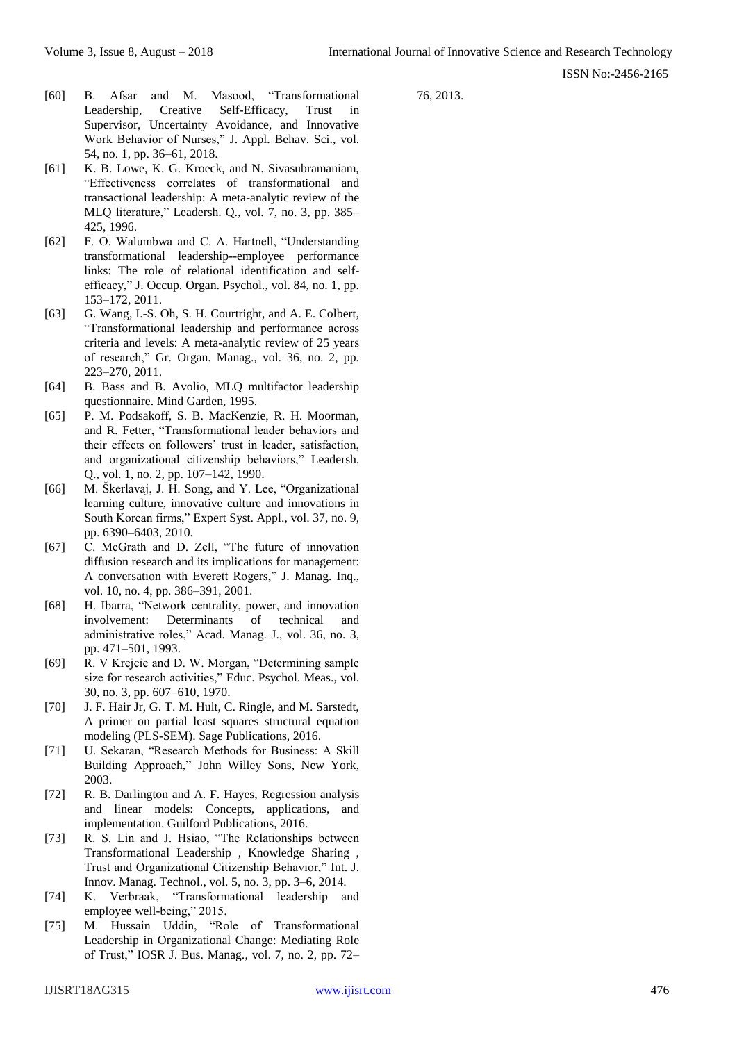[60] B. Afsar and M. Masood, "Transformational Leadership, Creative Self-Efficacy, Trust in Supervisor, Uncertainty Avoidance, and Innovative Work Behavior of Nurses," J. Appl. Behav. Sci., vol. 54, no. 1, pp. 36–61, 2018.

[61] K. B. Lowe, K. G. Kroeck, and N. Sivasubramaniam, "Effectiveness correlates of transformational and transactional leadership: A meta-analytic review of the MLQ literature," Leadersh. Q., vol. 7, no. 3, pp. 385–425, 1996.

[62] F. O. Walumbwa and C. A. Hartnell, "Understanding transformational leadership--employee performance links: The role of relational identification and self-efficacy," J. Occup. Organ. Psychol., vol. 84, no. 1, pp. 153–172, 2011.

[63] G. Wang, I.-S. Oh, S. H. Courtright, and A. E. Colbert, "Transformational leadership and performance across criteria and levels: A meta-analytic review of 25 years of research," Gr. Organ. Manag., vol. 36, no. 2, pp. 223–270, 2011.

[64] B. Bass and B. Avolio, MLQ multifactor leadership questionnaire. Mind Garden, 1995.

[65] P. M. Podsakoff, S. B. MacKenzie, R. H. Moorman, and R. Fetter, "Transformational leader behaviors and their effects on followers' trust in leader, satisfaction, and organizational citizenship behaviors," Leadersh. Q., vol. 1, no. 2, pp. 107–142, 1990.

[66] M. Škerlavaj, J. H. Song, and Y. Lee, "Organizational learning culture, innovative culture and innovations in South Korean firms," Expert Syst. Appl., vol. 37, no. 9, pp. 6390–6403, 2010.

[67] C. McGrath and D. Zell, "The future of innovation diffusion research and its implications for management: A conversation with Everett Rogers," J. Manag. Inq., vol. 10, no. 4, pp. 386–391, 2001.

[68] H. Ibarra, "Network centrality, power, and innovation involvement: Determinants of technical and administrative roles," Acad. Manag. J., vol. 36, no. 3, pp. 471–501, 1993.

[69] R. V Krejcie and D. W. Morgan, "Determining sample size for research activities," Educ. Psychol. Meas., vol. 30, no. 3, pp. 607–610, 1970.

[70] J. F. Hair Jr, G. T. M. Hult, C. Ringle, and M. Sarstedt, A primer on partial least squares structural equation modeling (PLS-SEM). Sage Publications, 2016.

[71] U. Sekaran, "Research Methods for Business: A Skill Building Approach," John Willey Sons, New York, 2003.

[72] R. B. Darlington and A. F. Hayes, Regression analysis and linear models: Concepts, applications, and implementation. Guilford Publications, 2016.

[73] R. S. Lin and J. Hsiao, "The Relationships between Transformational Leadership , Knowledge Sharing , Trust and Organizational Citizenship Behavior," Int. J. Innov. Manag. Technol., vol. 5, no. 3, pp. 3–6, 2014.

[74] K. Verbraak, "Transformational leadership and employee well-being," 2015.

[75] M. Hussain Uddin, "Role of Transformational Leadership in Organizational Change: Mediating Role of Trust," IOSR J. Bus. Manag., vol. 7, no. 2, pp. 72–76, 2013.